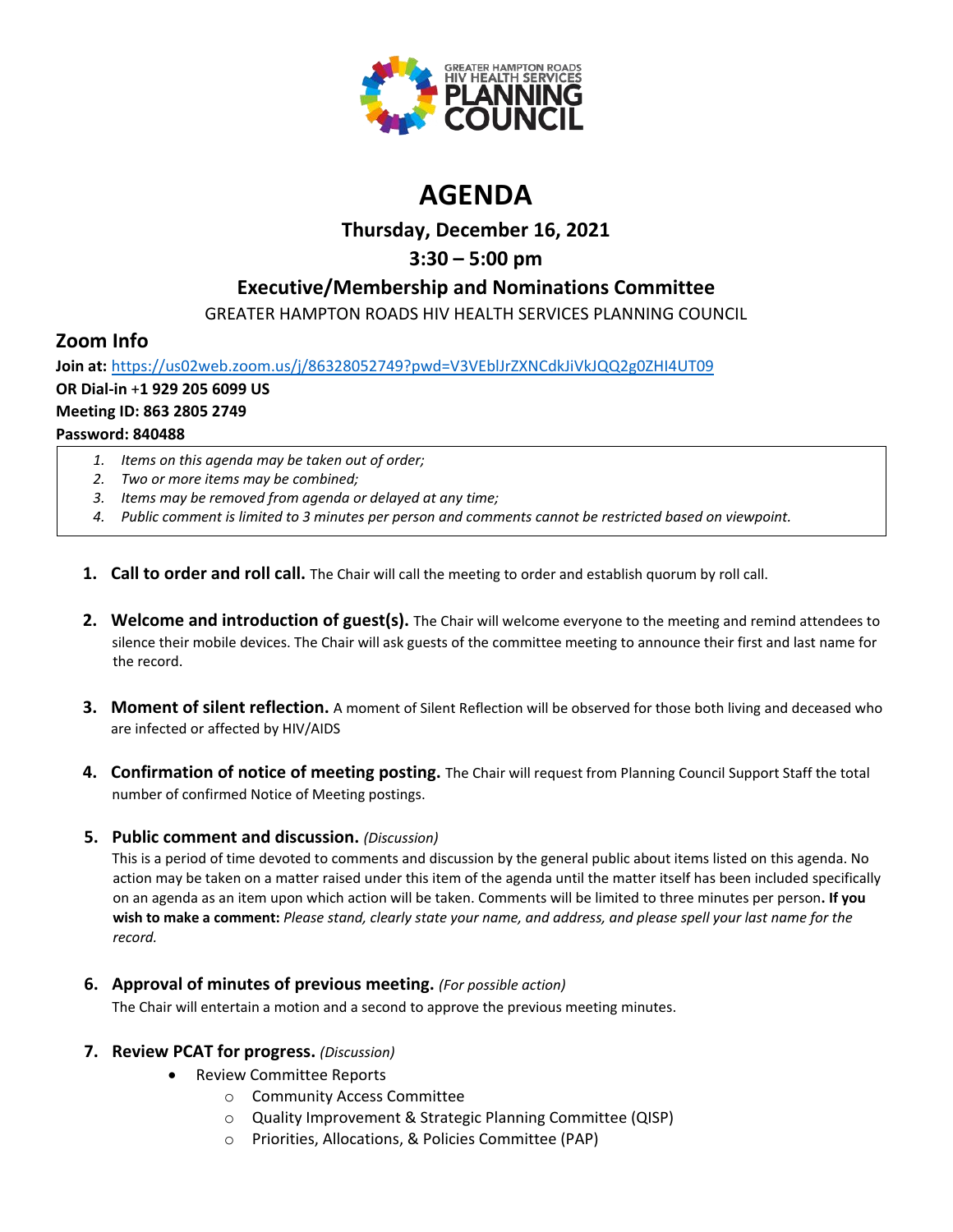GREATER HAMPTON ROADS HIV HEALTH SERVICES PLANNING COUNCIL

# AGENDA

## Thursday, December 16, 2021

## 3:30 – 5:00 pm

## Executive/Membership and Nominations Committee

GREATER HAMPTON ROADS HIV HEALTH SERVICES PLANNING COUNCIL

### Zoom Info

**Join at:** https://us02web.zoom.us/j/86328052749?pwd=V3VEblJrZXNCdkJiVkJQQ2g0ZHI4UT09
**OR Dial-in +1 929 205 6099 US**
**Meeting ID: 863 2805 2749**
**Password: 840488**

1. *Items on this agenda may be taken out of order;*
2. *Two or more items may be combined;*
3. *Items may be removed from agenda or delayed at any time;*
4. *Public comment is limited to 3 minutes per person and comments cannot be restricted based on viewpoint.*

1. **Call to order and roll call.** The Chair will call the meeting to order and establish quorum by roll call.

2. **Welcome and introduction of guest(s).** The Chair will welcome everyone to the meeting and remind attendees to silence their mobile devices. The Chair will ask guests of the committee meeting to announce their first and last name for the record.

3. **Moment of silent reflection.** A moment of Silent Reflection will be observed for those both living and deceased who are infected or affected by HIV/AIDS

4. **Confirmation of notice of meeting posting.** The Chair will request from Planning Council Support Staff the total number of confirmed Notice of Meeting postings.

5. **Public comment and discussion.** *(Discussion)*
   This is a period of time devoted to comments and discussion by the general public about items listed on this agenda. No action may be taken on a matter raised under this item of the agenda until the matter itself has been included specifically on an agenda as an item upon which action will be taken. Comments will be limited to three minutes per person**. If you wish to make a comment:** *Please stand, clearly state your name, and address, and please spell your last name for the record.*

6. **Approval of minutes of previous meeting.** *(For possible action)*
   The Chair will entertain a motion and a second to approve the previous meeting minutes.

7. **Review PCAT for progress.** *(Discussion)*
   - Review Committee Reports
     - Community Access Committee
     - Quality Improvement & Strategic Planning Committee (QISP)
     - Priorities, Allocations, & Policies Committee (PAP)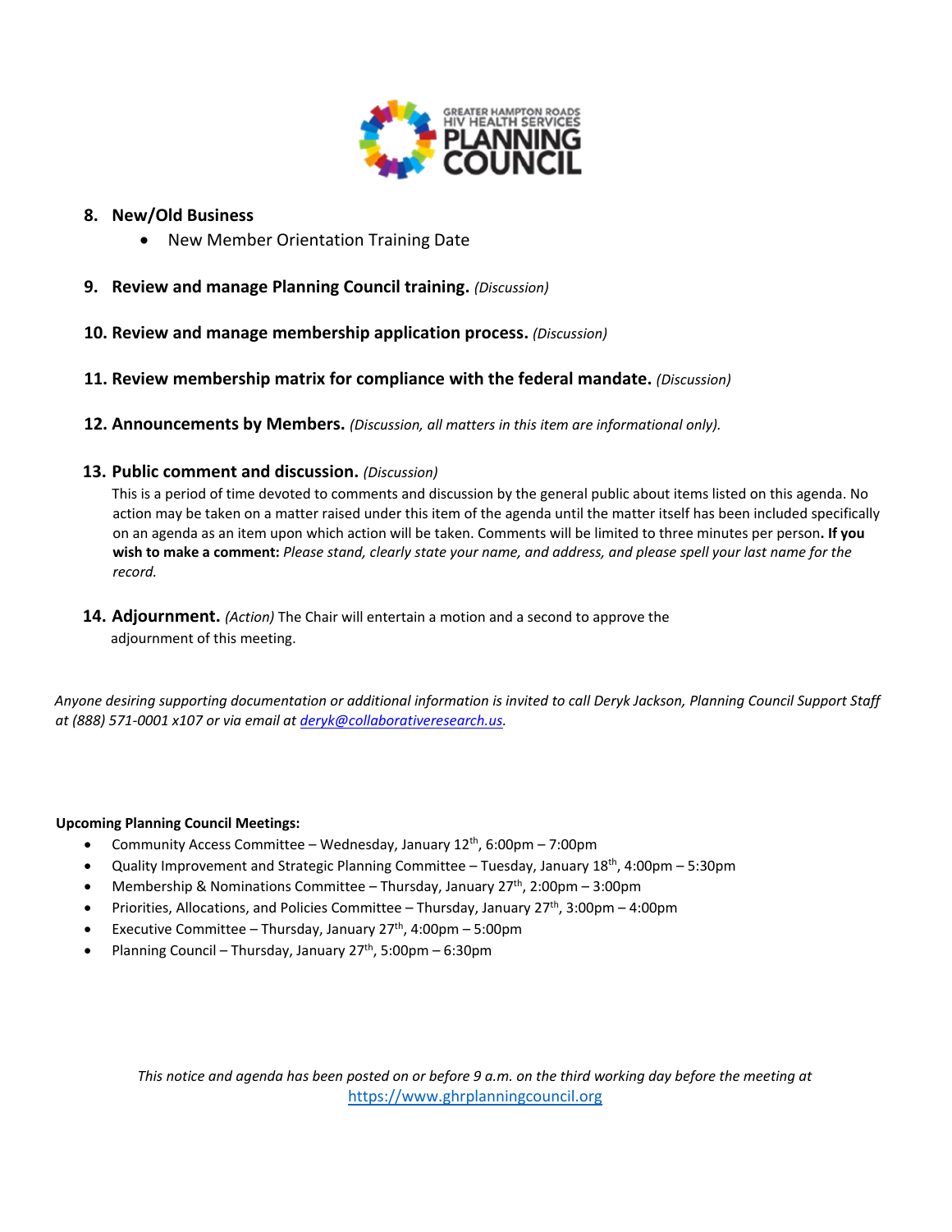**GREATER HAMPTON ROADS HIV HEALTH SERVICES PLANNING COUNCIL**

8. **New/Old Business**
   - New Member Orientation Training Date

9. **Review and manage Planning Council training.** *(Discussion)*

10. **Review and manage membership application process.** *(Discussion)*

11. **Review membership matrix for compliance with the federal mandate.** *(Discussion)*

12. **Announcements by Members.** *(Discussion, all matters in this item are informational only).*

13. **Public comment and discussion.** *(Discussion)*
    This is a period of time devoted to comments and discussion by the general public about items listed on this agenda. No action may be taken on a matter raised under this item of the agenda until the matter itself has been included specifically on an agenda as an item upon which action will be taken. Comments will be limited to three minutes per person**. If you wish to make a comment:** *Please stand, clearly state your name, and address, and please spell your last name for the record.*

14. **Adjournment.** *(Action)* The Chair will entertain a motion and a second to approve the adjournment of this meeting.

*Anyone desiring supporting documentation or additional information is invited to call Deryk Jackson, Planning Council Support Staff at (888) 571-0001 x107 or via email at [deryk@collaborativeresearch.us](mailto:deryk@collaborativeresearch.us).*

**Upcoming Planning Council Meetings:**

- Community Access Committee – Wednesday, January 12th, 6:00pm – 7:00pm
- Quality Improvement and Strategic Planning Committee – Tuesday, January 18th, 4:00pm – 5:30pm
- Membership & Nominations Committee – Thursday, January 27th, 2:00pm – 3:00pm
- Priorities, Allocations, and Policies Committee – Thursday, January 27th, 3:00pm – 4:00pm
- Executive Committee – Thursday, January 27th, 4:00pm – 5:00pm
- Planning Council – Thursday, January 27th, 5:00pm – 6:30pm

*This notice and agenda has been posted on or before 9 a.m. on the third working day before the meeting at* [https://www.ghrplanningcouncil.org](https://www.ghrplanningcouncil.org)